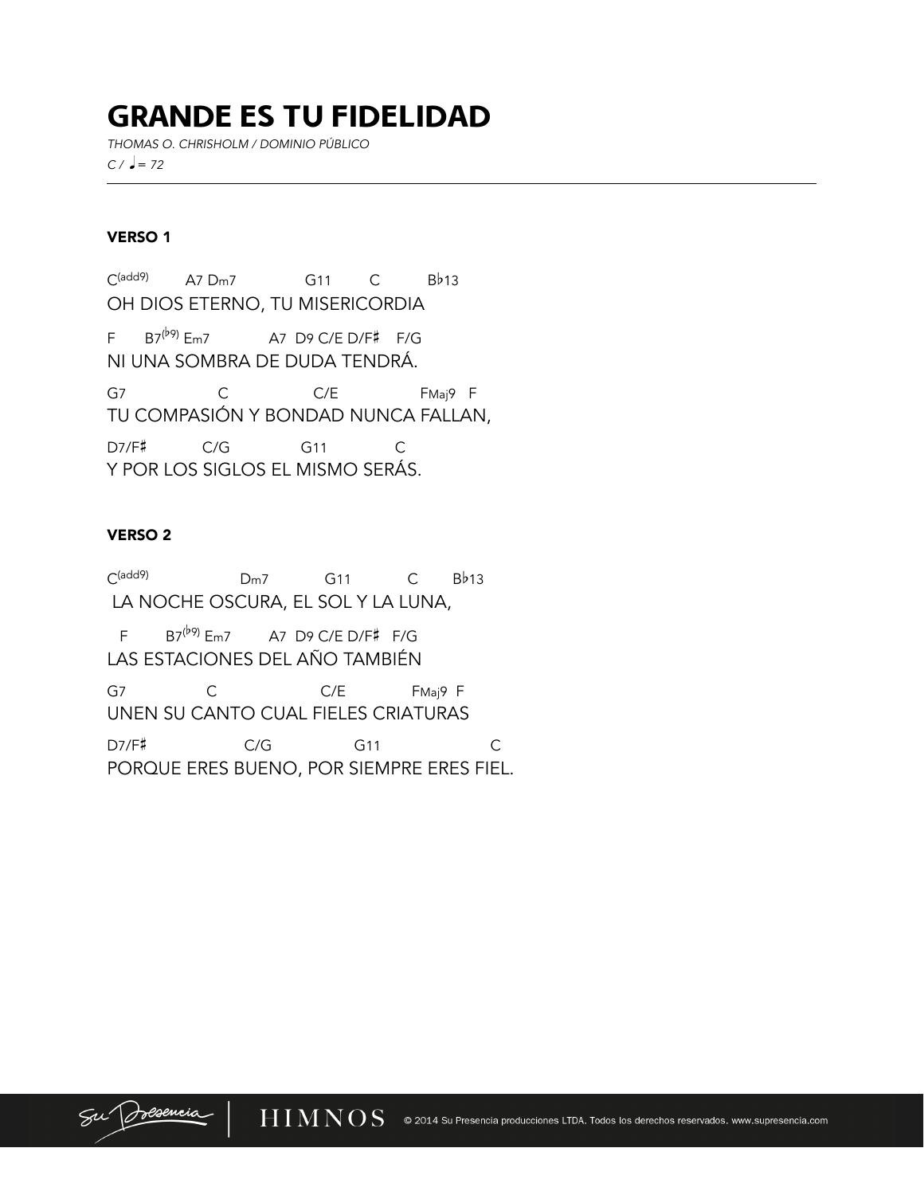# GRANDE ES TU FIDELIDAD

*THOMAS O. CHRISHOLM / DOMINIO PÚBLICO*

*C / ♩= 72*

---

**VERSO 1**

```
C(add9)      A7 Dm7           G11       C          B♭13
OH DIOS ETERNO, TU MISERICORDIA

F      B7(♭9) Em7            A7  D9 C/E D/F♯    F/G
NI UNA SOMBRA DE DUDA TENDRÁ.

G7                  C                  C/E                FMaj9   F
TU COMPASIÓN Y BONDAD NUNCA FALLAN,

D7/F♯          C/G             G11              C
Y POR LOS SIGLOS EL MISMO SERÁS.
```

**VERSO 2**

```
C(add9)                  Dm7           G11            C        B♭13
 LA NOCHE OSCURA, EL SOL Y LA LUNA,

   F        B7(♭9) Em7        A7  D9 C/E D/F♯   F/G
LAS ESTACIONES DEL AÑO TAMBIÉN

G7                C                     C/E             FMaj9  F
UNEN SU CANTO CUAL FIELES CRIATURAS

D7/F♯                  C/G                G11                      C
PORQUE ERES BUENO, POR SIEMPRE ERES FIEL.
```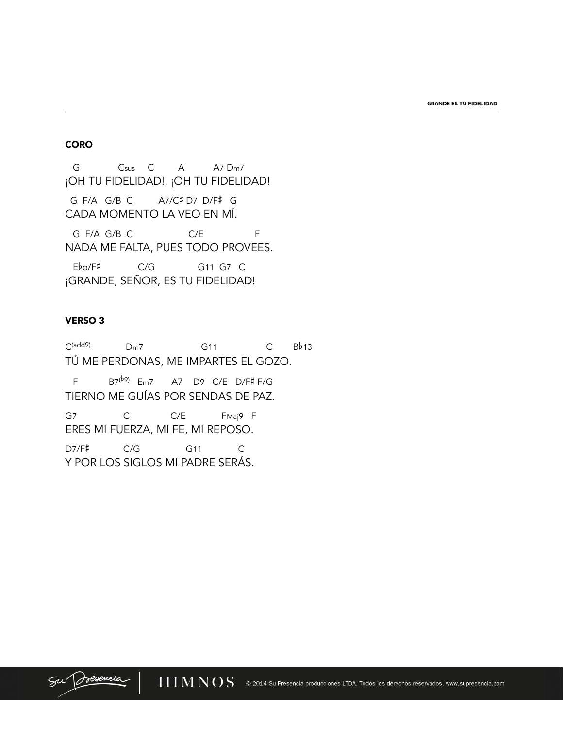## CORO

```
  G           Csus    C        A          A7 Dm7
¡OH TU FIDELIDAD!, ¡OH TU FIDELIDAD!
  G  F/A   G/B  C        A7/C♯ D7  D/F♯   G
CADA MOMENTO LA VEO EN MÍ.
  G  F/A  G/B  C                  C/E                F
NADA ME FALTA, PUES TODO PROVEES.
  E♭o/F♯          C/G              G11  G7   C
¡GRANDE, SEÑOR, ES TU FIDELIDAD!
```

## VERSO 3

```
C(add9)          Dm7                  G11                C        B♭13
TÚ ME PERDONAS, ME IMPARTES EL GOZO.
  F          B7(♭9)  Em7      A7    D9   C/E   D/F♯ F/G
TIERNO ME GUÍAS POR SENDAS DE PAZ.
G7                C              C/E            FMaj9   F
ERES MI FUERZA, MI FE, MI REPOSO.
D7/F♯          C/G              G11            C
Y POR LOS SIGLOS MI PADRE SERÁS.
```

HIMNOS © 2014 Su Presencia producciones LTDA. Todos los derechos reservados. www.supresencia.com